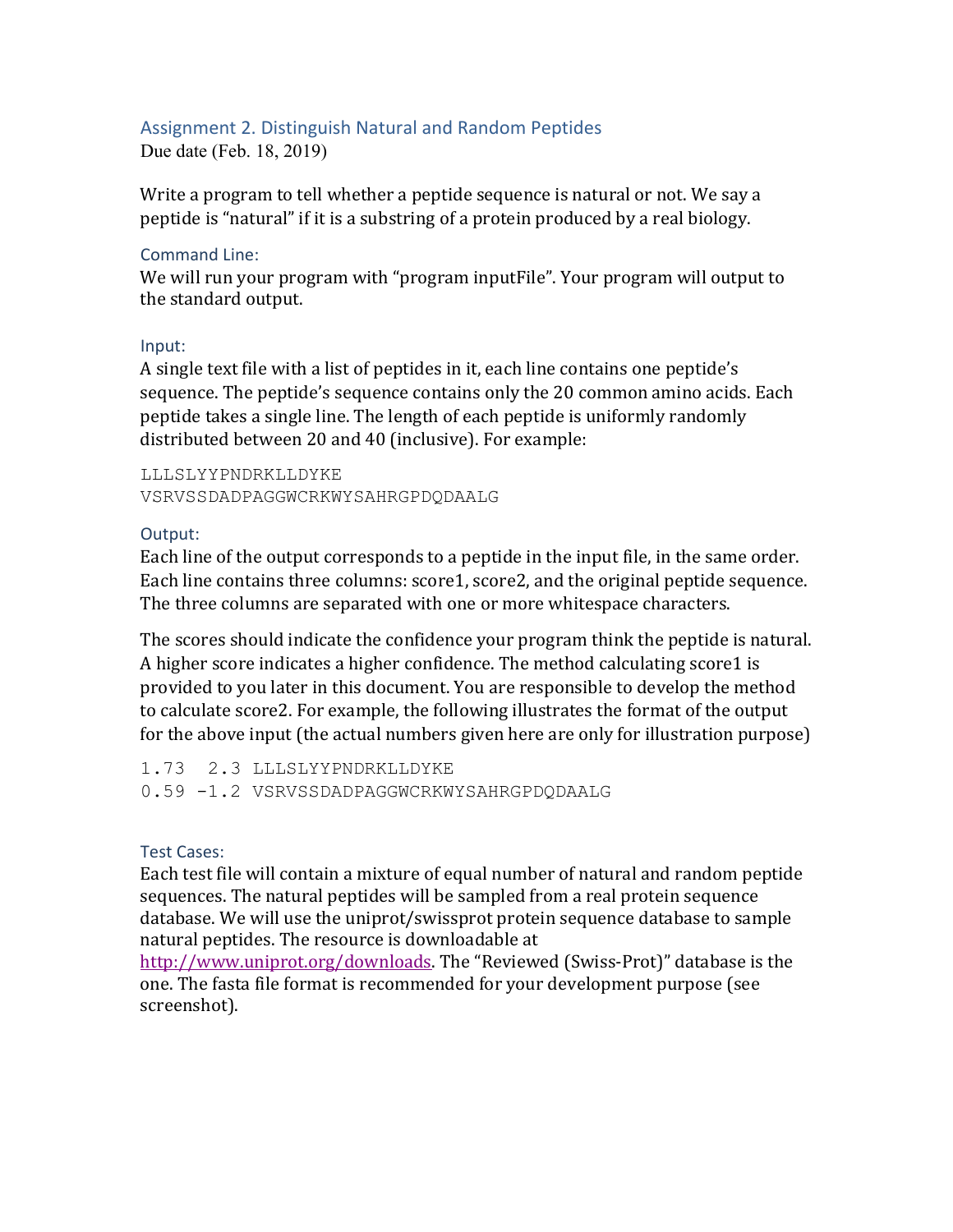## Assignment 2. Distinguish Natural and Random Peptides

Due date (Feb. 18, 2019)

Write a program to tell whether a peptide sequence is natural or not. We say a peptide is "natural" if it is a substring of a protein produced by a real biology.

### Command Line:

We will run your program with "program inputFile". Your program will output to the standard output.

### Input:

A single text file with a list of peptides in it, each line contains one peptide's sequence. The peptide's sequence contains only the 20 common amino acids. Each peptide takes a single line. The length of each peptide is uniformly randomly distributed between 20 and 40 (inclusive). For example:

```
LLLSLYYPNDRKLLDYKE
VSRVSSDADPAGGWCRKWYSAHRGPDQDAALG
```

### Output:

Each line of the output corresponds to a peptide in the input file, in the same order. Each line contains three columns: score1, score2, and the original peptide sequence. The three columns are separated with one or more whitespace characters.

The scores should indicate the confidence your program think the peptide is natural. A higher score indicates a higher confidence. The method calculating score1 is provided to you later in this document. You are responsible to develop the method to calculate score2. For example, the following illustrates the format of the output for the above input (the actual numbers given here are only for illustration purpose)

```
1.73  2.3 LLLSLYYPNDRKLLDYKE
0.59 -1.2 VSRVSSDADPAGGWCRKWYSAHRGPDQDAALG
```

### Test Cases:

Each test file will contain a mixture of equal number of natural and random peptide sequences. The natural peptides will be sampled from a real protein sequence database. We will use the uniprot/swissprot protein sequence database to sample natural peptides. The resource is downloadable at [http://www.uniprot.org/downloads](http://www.uniprot.org/downloads). The "Reviewed (Swiss-Prot)" database is the one. The fasta file format is recommended for your development purpose (see screenshot).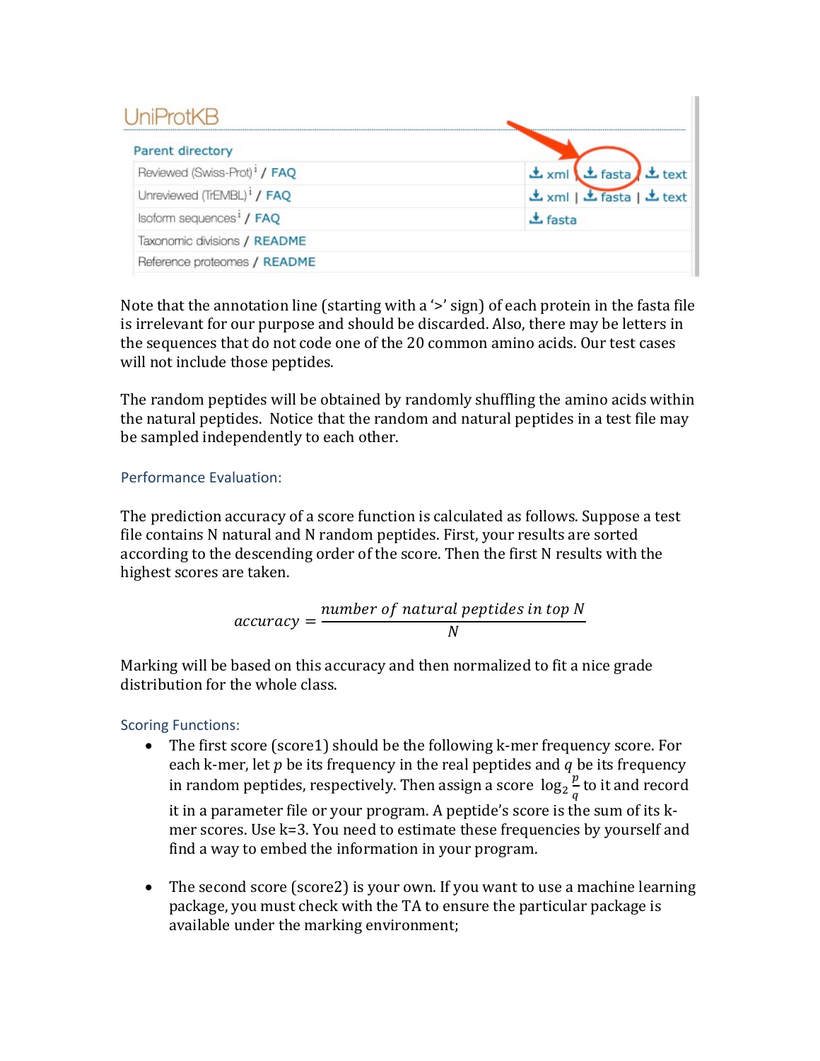## UniProtKB

Parent directory

| | | | |
|---|---|---|---|
| Reviewed (Swiss-Prot) [i] / FAQ | xml | fasta | text |
| Unreviewed (TrEMBL) [i] / FAQ | xml | fasta | text |
| Isoform sequences [i] / FAQ | fasta | | |
| Taxonomic divisions / README | | | |
| Reference proteomes / README | | | |

Note that the annotation line (starting with a '>' sign) of each protein in the fasta file is irrelevant for our purpose and should be discarded. Also, there may be letters in the sequences that do not code one of the 20 common amino acids. Our test cases will not include those peptides.

The random peptides will be obtained by randomly shuffling the amino acids within the natural peptides. Notice that the random and natural peptides in a test file may be sampled independently to each other.

### Performance Evaluation:

The prediction accuracy of a score function is calculated as follows. Suppose a test file contains N natural and N random peptides. First, your results are sorted according to the descending order of the score. Then the first N results with the highest scores are taken.

$$accuracy = \frac{number\ of\ natural\ peptides\ in\ top\ N}{N}$$

Marking will be based on this accuracy and then normalized to fit a nice grade distribution for the whole class.

### Scoring Functions:

- The first score (score1) should be the following k-mer frequency score. For each k-mer, let $p$ be its frequency in the real peptides and $q$ be its frequency in random peptides, respectively. Then assign a score $\log_2 \frac{p}{q}$ to it and record it in a parameter file or your program. A peptide's score is the sum of its k-mer scores. Use k=3. You need to estimate these frequencies by yourself and find a way to embed the information in your program.

- The second score (score2) is your own. If you want to use a machine learning package, you must check with the TA to ensure the particular package is available under the marking environment;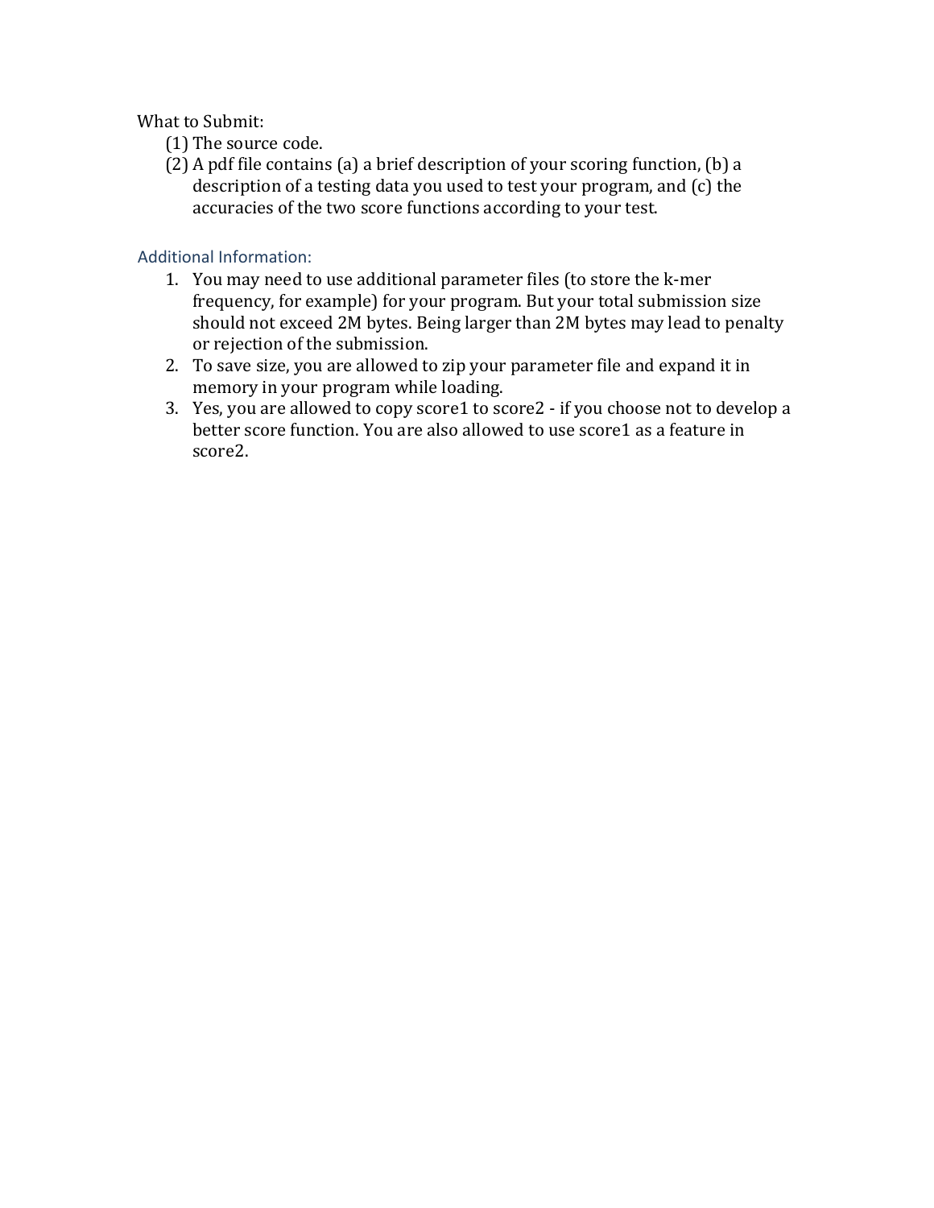What to Submit:

(1) The source code.

(2) A pdf file contains (a) a brief description of your scoring function, (b) a description of a testing data you used to test your program, and (c) the accuracies of the two score functions according to your test.

## Additional Information:

1. You may need to use additional parameter files (to store the k-mer frequency, for example) for your program. But your total submission size should not exceed 2M bytes. Being larger than 2M bytes may lead to penalty or rejection of the submission.
2. To save size, you are allowed to zip your parameter file and expand it in memory in your program while loading.
3. Yes, you are allowed to copy score1 to score2 - if you choose not to develop a better score function. You are also allowed to use score1 as a feature in score2.